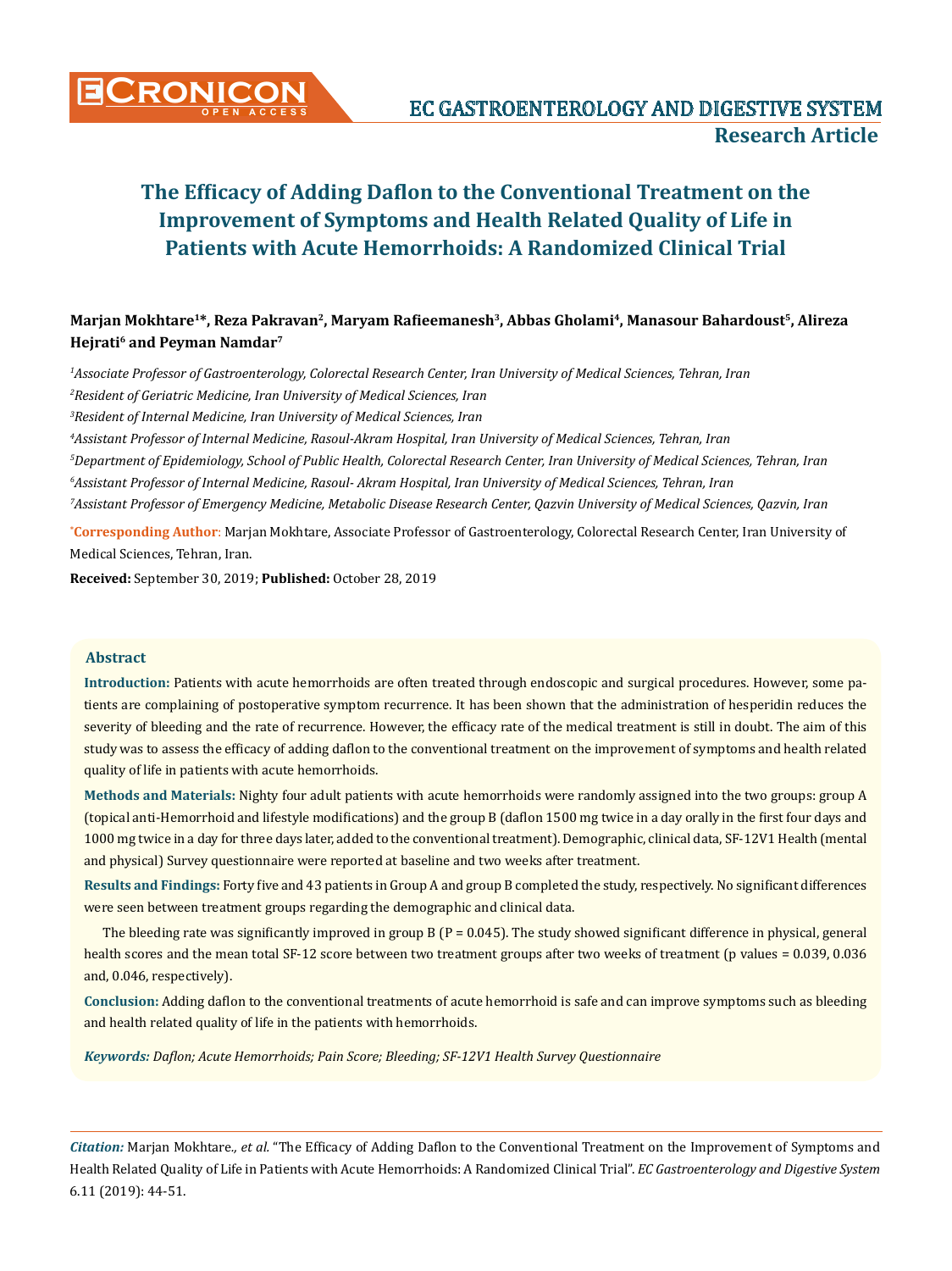# The Efficacy of Adding Daflon to the Conventional Treatment on the Improvement of Symptoms and Health Related Quality of Life in Patients with Acute Hemorrhoids: A Randomized Clinical Trial

**Marjan Mokhtare[1]\*, Reza Pakravan[2], Maryam Rafieemanesh[3], Abbas Gholami[4], Manasour Bahardoust[5], Alireza Hejrati[6] and Peyman Namdar[7]**

*[1]Associate Professor of Gastroenterology, Colorectal Research Center, Iran University of Medical Sciences, Tehran, Iran*

*[2]Resident of Geriatric Medicine, Iran University of Medical Sciences, Iran*

*[3]Resident of Internal Medicine, Iran University of Medical Sciences, Iran*

*[4]Assistant Professor of Internal Medicine, Rasoul-Akram Hospital, Iran University of Medical Sciences, Tehran, Iran*

*[5]Department of Epidemiology, School of Public Health, Colorectal Research Center, Iran University of Medical Sciences, Tehran, Iran*

*[6]Assistant Professor of Internal Medicine, Rasoul- Akram Hospital, Iran University of Medical Sciences, Tehran, Iran*

*[7]Assistant Professor of Emergency Medicine, Metabolic Disease Research Center, Qazvin University of Medical Sciences, Qazvin, Iran*

**\*Corresponding Author**: Marjan Mokhtare, Associate Professor of Gastroenterology, Colorectal Research Center, Iran University of Medical Sciences, Tehran, Iran.

**Received:** September 30, 2019; **Published:** October 28, 2019

## Abstract

**Introduction:** Patients with acute hemorrhoids are often treated through endoscopic and surgical procedures. However, some patients are complaining of postoperative symptom recurrence. It has been shown that the administration of hesperidin reduces the severity of bleeding and the rate of recurrence. However, the efficacy rate of the medical treatment is still in doubt. The aim of this study was to assess the efficacy of adding daflon to the conventional treatment on the improvement of symptoms and health related quality of life in patients with acute hemorrhoids.

**Methods and Materials:** Nighty four adult patients with acute hemorrhoids were randomly assigned into the two groups: group A (topical anti-Hemorrhoid and lifestyle modifications) and the group B (daflon 1500 mg twice in a day orally in the first four days and 1000 mg twice in a day for three days later, added to the conventional treatment). Demographic, clinical data, SF-12V1 Health (mental and physical) Survey questionnaire were reported at baseline and two weeks after treatment.

**Results and Findings:** Forty five and 43 patients in Group A and group B completed the study, respectively. No significant differences were seen between treatment groups regarding the demographic and clinical data.

The bleeding rate was significantly improved in group B (P = 0.045). The study showed significant difference in physical, general health scores and the mean total SF-12 score between two treatment groups after two weeks of treatment (p values = 0.039, 0.036 and, 0.046, respectively).

**Conclusion:** Adding daflon to the conventional treatments of acute hemorrhoid is safe and can improve symptoms such as bleeding and health related quality of life in the patients with hemorrhoids.

***Keywords:*** *Daflon; Acute Hemorrhoids; Pain Score; Bleeding; SF-12V1 Health Survey Questionnaire*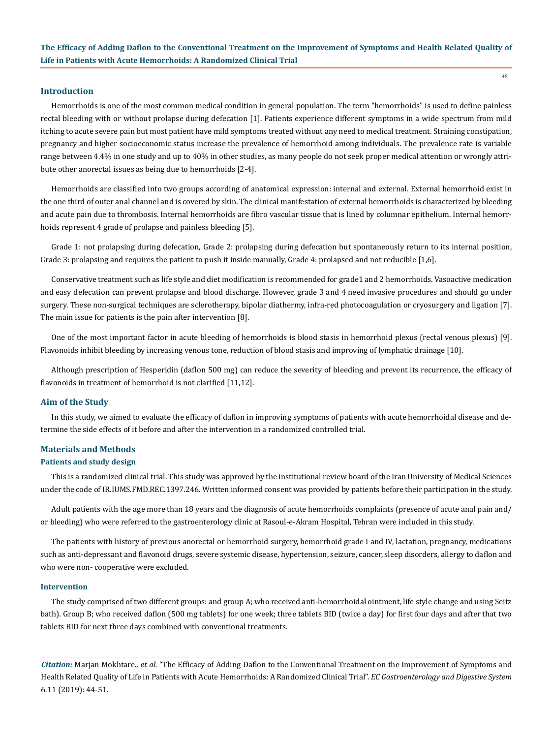## Introduction

Hemorrhoids is one of the most common medical condition in general population. The term "hemorrhoids" is used to define painless rectal bleeding with or without prolapse during defecation [1]. Patients experience different symptoms in a wide spectrum from mild itching to acute severe pain but most patient have mild symptoms treated without any need to medical treatment. Straining constipation, pregnancy and higher socioeconomic status increase the prevalence of hemorrhoid among individuals. The prevalence rate is variable range between 4.4% in one study and up to 40% in other studies, as many people do not seek proper medical attention or wrongly attribute other anorectal issues as being due to hemorrhoids [2-4].

Hemorrhoids are classified into two groups according of anatomical expression: internal and external. External hemorrhoid exist in the one third of outer anal channel and is covered by skin. The clinical manifestation of external hemorrhoids is characterized by bleeding and acute pain due to thrombosis. Internal hemorrhoids are fibro vascular tissue that is lined by columnar epithelium. Internal hemorrhoids represent 4 grade of prolapse and painless bleeding [5].

Grade 1: not prolapsing during defecation, Grade 2: prolapsing during defecation but spontaneously return to its internal position, Grade 3: prolapsing and requires the patient to push it inside manually, Grade 4: prolapsed and not reducible [1,6].

Conservative treatment such as life style and diet modification is recommended for grade1 and 2 hemorrhoids. Vasoactive medication and easy defecation can prevent prolapse and blood discharge. However, grade 3 and 4 need invasive procedures and should go under surgery. These non-surgical techniques are sclerotherapy, bipolar diathermy, infra-red photocoagulation or cryosurgery and ligation [7]. The main issue for patients is the pain after intervention [8].

One of the most important factor in acute bleeding of hemorrhoids is blood stasis in hemorrhoid plexus (rectal venous plexus) [9]. Flavonoids inhibit bleeding by increasing venous tone, reduction of blood stasis and improving of lymphatic drainage [10].

Although prescription of Hesperidin (daflon 500 mg) can reduce the severity of bleeding and prevent its recurrence, the efficacy of flavonoids in treatment of hemorrhoid is not clarified [11,12].

## Aim of the Study

In this study, we aimed to evaluate the efficacy of daflon in improving symptoms of patients with acute hemorrhoidal disease and determine the side effects of it before and after the intervention in a randomized controlled trial.

## Materials and Methods

### Patients and study design

This is a randomized clinical trial. This study was approved by the institutional review board of the Iran University of Medical Sciences under the code of IR.IUMS.FMD.REC.1397.246. Written informed consent was provided by patients before their participation in the study.

Adult patients with the age more than 18 years and the diagnosis of acute hemorrhoids complaints (presence of acute anal pain and/or bleeding) who were referred to the gastroenterology clinic at Rasoul-e-Akram Hospital, Tehran were included in this study.

The patients with history of previous anorectal or hemorrhoid surgery, hemorrhoid grade I and IV, lactation, pregnancy, medications such as anti-depressant and flavonoid drugs, severe systemic disease, hypertension, seizure, cancer, sleep disorders, allergy to daflon and who were non- cooperative were excluded.

### Intervention

The study comprised of two different groups: and group A; who received anti-hemorrhoidal ointment, life style change and using Seitz bath). Group B; who received daflon (500 mg tablets) for one week; three tablets BID (twice a day) for first four days and after that two tablets BID for next three days combined with conventional treatments.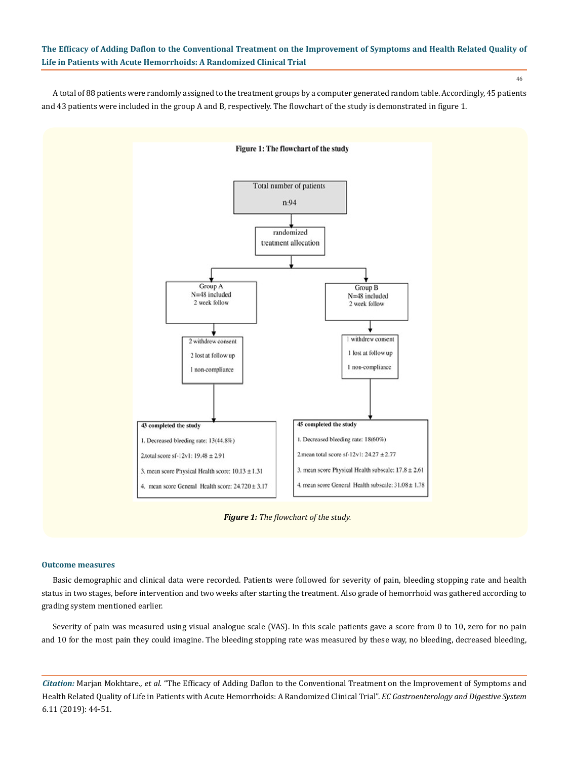A total of 88 patients were randomly assigned to the treatment groups by a computer generated random table. Accordingly, 45 patients and 43 patients were included in the group A and B, respectively. The flowchart of the study is demonstrated in figure 1.

**Figure 1: The flowchart of the study**

Total number of patients
n:94

randomized treatment allocation

Group A
N=48 included
2 week follow

2 withdrew consent
2 lost at follow up
1 non-compliance

**43 completed the study**
1. Decreased bleeding rate: 13(44.8%)
2. total score sf-12v1: 19.48 ± 2.91
3. mean score Physical Health score: 10.13 ± 1.31
4. mean score General Health score: 24.720 ± 3.17

Group B
N=48 included
2 week follow

1 withdrew consent
1 lost at follow up
1 non-compliance

**45 completed the study**
1. Decreased bleeding rate: 18(60%)
2. mean total score sf-12v1: 24.27 ± 2.77
3. mean score Physical Health subscale: 17.8 ± 2.61
4. mean score General Health subscale: 31.08 ± 1.78

***Figure 1:*** *The flowchart of the study.*

### Outcome measures

Basic demographic and clinical data were recorded. Patients were followed for severity of pain, bleeding stopping rate and health status in two stages, before intervention and two weeks after starting the treatment. Also grade of hemorrhoid was gathered according to grading system mentioned earlier.

Severity of pain was measured using visual analogue scale (VAS). In this scale patients gave a score from 0 to 10, zero for no pain and 10 for the most pain they could imagine. The bleeding stopping rate was measured by these way, no bleeding, decreased bleeding,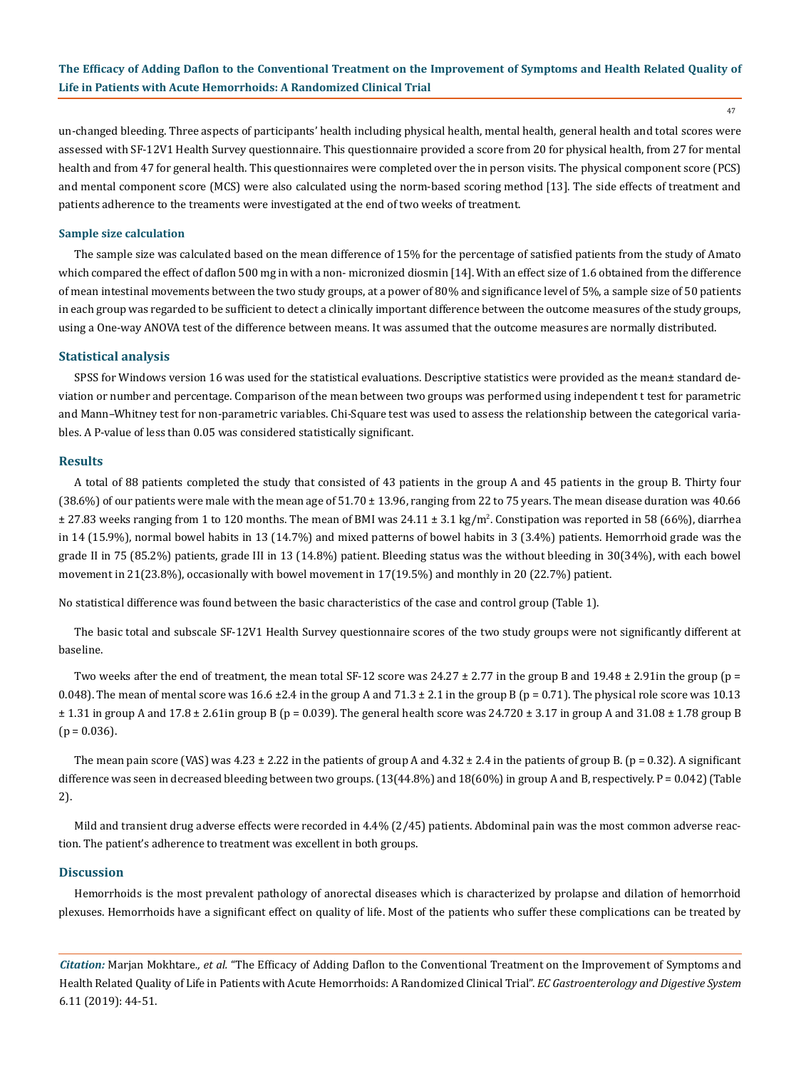un-changed bleeding. Three aspects of participants' health including physical health, mental health, general health and total scores were assessed with SF-12V1 Health Survey questionnaire. This questionnaire provided a score from 20 for physical health, from 27 for mental health and from 47 for general health. This questionnaires were completed over the in person visits. The physical component score (PCS) and mental component score (MCS) were also calculated using the norm-based scoring method [13]. The side effects of treatment and patients adherence to the treaments were investigated at the end of two weeks of treatment.

### Sample size calculation

The sample size was calculated based on the mean difference of 15% for the percentage of satisfied patients from the study of Amato which compared the effect of daflon 500 mg in with a non- micronized diosmin [14]. With an effect size of 1.6 obtained from the difference of mean intestinal movements between the two study groups, at a power of 80% and significance level of 5%, a sample size of 50 patients in each group was regarded to be sufficient to detect a clinically important difference between the outcome measures of the study groups, using a One-way ANOVA test of the difference between means. It was assumed that the outcome measures are normally distributed.

## Statistical analysis

SPSS for Windows version 16 was used for the statistical evaluations. Descriptive statistics were provided as the mean± standard deviation or number and percentage. Comparison of the mean between two groups was performed using independent t test for parametric and Mann–Whitney test for non-parametric variables. Chi-Square test was used to assess the relationship between the categorical variables. A P-value of less than 0.05 was considered statistically significant.

## Results

A total of 88 patients completed the study that consisted of 43 patients in the group A and 45 patients in the group B. Thirty four (38.6%) of our patients were male with the mean age of 51.70 ± 13.96, ranging from 22 to 75 years. The mean disease duration was 40.66 ± 27.83 weeks ranging from 1 to 120 months. The mean of BMI was 24.11 ± 3.1 kg/m$^2$. Constipation was reported in 58 (66%), diarrhea in 14 (15.9%), normal bowel habits in 13 (14.7%) and mixed patterns of bowel habits in 3 (3.4%) patients. Hemorrhoid grade was the grade II in 75 (85.2%) patients, grade III in 13 (14.8%) patient. Bleeding status was the without bleeding in 30(34%), with each bowel movement in 21(23.8%), occasionally with bowel movement in 17(19.5%) and monthly in 20 (22.7%) patient.

No statistical difference was found between the basic characteristics of the case and control group (Table 1).

The basic total and subscale SF-12V1 Health Survey questionnaire scores of the two study groups were not significantly different at baseline.

Two weeks after the end of treatment, the mean total SF-12 score was 24.27 ± 2.77 in the group B and 19.48 ± 2.91in the group (p = 0.048). The mean of mental score was 16.6 ±2.4 in the group A and 71.3 ± 2.1 in the group B (p = 0.71). The physical role score was 10.13 ± 1.31 in group A and 17.8 ± 2.61in group B (p = 0.039). The general health score was 24.720 ± 3.17 in group A and 31.08 ± 1.78 group B (p = 0.036).

The mean pain score (VAS) was 4.23 ± 2.22 in the patients of group A and 4.32 ± 2.4 in the patients of group B. (p = 0.32). A significant difference was seen in decreased bleeding between two groups. (13(44.8%) and 18(60%) in group A and B, respectively. P = 0.042) (Table 2).

Mild and transient drug adverse effects were recorded in 4.4% (2/45) patients. Abdominal pain was the most common adverse reaction. The patient's adherence to treatment was excellent in both groups.

## Discussion

Hemorrhoids is the most prevalent pathology of anorectal diseases which is characterized by prolapse and dilation of hemorrhoid plexuses. Hemorrhoids have a significant effect on quality of life. Most of the patients who suffer these complications can be treated by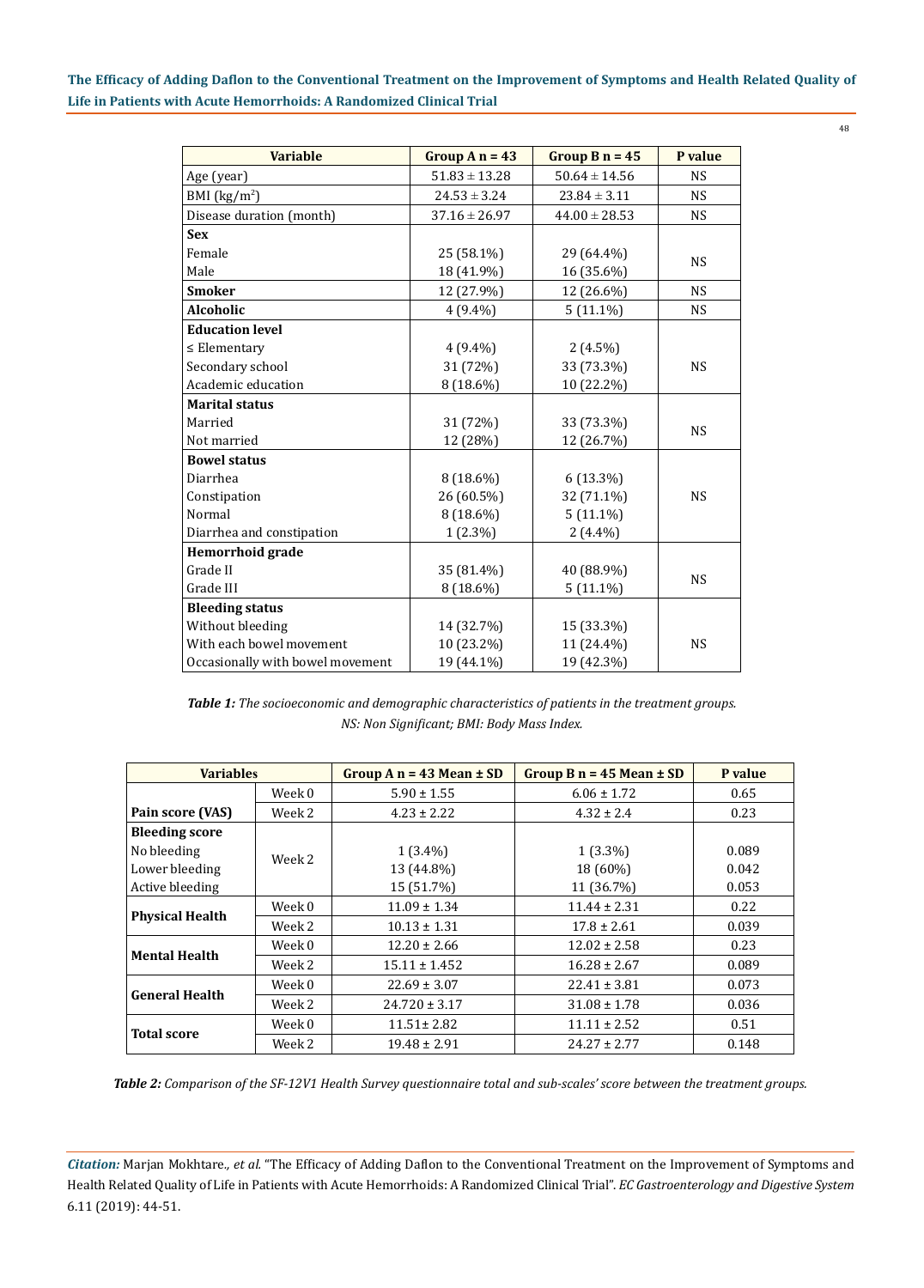| Variable | Group A n = 43 | Group B n = 45 | P value |
|---|---|---|---|
| Age (year) | 51.83 ± 13.28 | 50.64 ± 14.56 | NS |
| BMI (kg/m$^2$) | 24.53 ± 3.24 | 23.84 ± 3.11 | NS |
| Disease duration (month) | 37.16 ± 26.97 | 44.00 ± 28.53 | NS |
| **Sex** | | | |
| Female | 25 (58.1%) | 29 (64.4%) | NS |
| Male | 18 (41.9%) | 16 (35.6%) | |
| **Smoker** | 12 (27.9%) | 12 (26.6%) | NS |
| **Alcoholic** | 4 (9.4%) | 5 (11.1%) | NS |
| **Education level** | | | |
| ≤ Elementary | 4 (9.4%) | 2 (4.5%) | |
| Secondary school | 31 (72%) | 33 (73.3%) | NS |
| Academic education | 8 (18.6%) | 10 (22.2%) | |
| **Marital status** | | | |
| Married | 31 (72%) | 33 (73.3%) | NS |
| Not married | 12 (28%) | 12 (26.7%) | |
| **Bowel status** | | | |
| Diarrhea | 8 (18.6%) | 6 (13.3%) | |
| Constipation | 26 (60.5%) | 32 (71.1%) | NS |
| Normal | 8 (18.6%) | 5 (11.1%) | |
| Diarrhea and constipation | 1 (2.3%) | 2 (4.4%) | |
| **Hemorrhoid grade** | | | |
| Grade II | 35 (81.4%) | 40 (88.9%) | NS |
| Grade III | 8 (18.6%) | 5 (11.1%) | |
| **Bleeding status** | | | |
| Without bleeding | 14 (32.7%) | 15 (33.3%) | |
| With each bowel movement | 10 (23.2%) | 11 (24.4%) | NS |
| Occasionally with bowel movement | 19 (44.1%) | 19 (42.3%) | |

***Table 1:*** *The socioeconomic and demographic characteristics of patients in the treatment groups. NS: Non Significant; BMI: Body Mass Index.*

| Variables | | Group A n = 43 Mean ± SD | Group B n = 45 Mean ± SD | P value |
|---|---|---|---|---|
| **Pain score (VAS)** | Week 0 | 5.90 ± 1.55 | 6.06 ± 1.72 | 0.65 |
| | Week 2 | 4.23 ± 2.22 | 4.32 ± 2.4 | 0.23 |
| **Bleeding score** | | | | |
| No bleeding | Week 2 | 1 (3.4%) | 1 (3.3%) | 0.089 |
| Lower bleeding | | 13 (44.8%) | 18 (60%) | 0.042 |
| Active bleeding | | 15 (51.7%) | 11 (36.7%) | 0.053 |
| **Physical Health** | Week 0 | 11.09 ± 1.34 | 11.44 ± 2.31 | 0.22 |
| | Week 2 | 10.13 ± 1.31 | 17.8 ± 2.61 | 0.039 |
| **Mental Health** | Week 0 | 12.20 ± 2.66 | 12.02 ± 2.58 | 0.23 |
| | Week 2 | 15.11 ± 1.452 | 16.28 ± 2.67 | 0.089 |
| **General Health** | Week 0 | 22.69 ± 3.07 | 22.41 ± 3.81 | 0.073 |
| | Week 2 | 24.720 ± 3.17 | 31.08 ± 1.78 | 0.036 |
| **Total score** | Week 0 | 11.51± 2.82 | 11.11 ± 2.52 | 0.51 |
| | Week 2 | 19.48 ± 2.91 | 24.27 ± 2.77 | 0.148 |

***Table 2:*** *Comparison of the SF-12V1 Health Survey questionnaire total and sub-scales' score between the treatment groups.*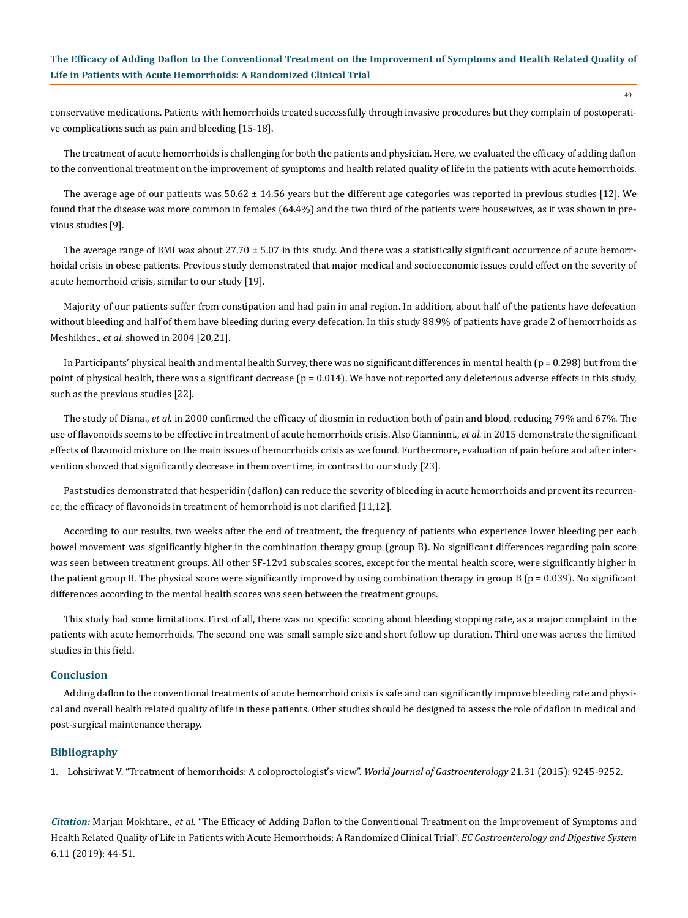conservative medications. Patients with hemorrhoids treated successfully through invasive procedures but they complain of postoperative complications such as pain and bleeding [15-18].

The treatment of acute hemorrhoids is challenging for both the patients and physician. Here, we evaluated the efficacy of adding daflon to the conventional treatment on the improvement of symptoms and health related quality of life in the patients with acute hemorrhoids.

The average age of our patients was 50.62 ± 14.56 years but the different age categories was reported in previous studies [12]. We found that the disease was more common in females (64.4%) and the two third of the patients were housewives, as it was shown in previous studies [9].

The average range of BMI was about 27.70 ± 5.07 in this study. And there was a statistically significant occurrence of acute hemorrhoidal crisis in obese patients. Previous study demonstrated that major medical and socioeconomic issues could effect on the severity of acute hemorrhoid crisis, similar to our study [19].

Majority of our patients suffer from constipation and had pain in anal region. In addition, about half of the patients have defecation without bleeding and half of them have bleeding during every defecation. In this study 88.9% of patients have grade 2 of hemorrhoids as Meshikhes., *et al*. showed in 2004 [20,21].

In Participants' physical health and mental health Survey, there was no significant differences in mental health ($p = 0.298$) but from the point of physical health, there was a significant decrease ($p = 0.014$). We have not reported any deleterious adverse effects in this study, such as the previous studies [22].

The study of Diana., *et al*. in 2000 confirmed the efficacy of diosmin in reduction both of pain and blood, reducing 79% and 67%. The use of flavonoids seems to be effective in treatment of acute hemorrhoids crisis. Also Gianninni., *et al*. in 2015 demonstrate the significant effects of flavonoid mixture on the main issues of hemorrhoids crisis as we found. Furthermore, evaluation of pain before and after intervention showed that significantly decrease in them over time, in contrast to our study [23].

Past studies demonstrated that hesperidin (daflon) can reduce the severity of bleeding in acute hemorrhoids and prevent its recurrence, the efficacy of flavonoids in treatment of hemorrhoid is not clarified [11,12].

According to our results, two weeks after the end of treatment, the frequency of patients who experience lower bleeding per each bowel movement was significantly higher in the combination therapy group (group B). No significant differences regarding pain score was seen between treatment groups. All other SF-12v1 subscales scores, except for the mental health score, were significantly higher in the patient group B. The physical score were significantly improved by using combination therapy in group B ($p = 0.039$). No significant differences according to the mental health scores was seen between the treatment groups.

This study had some limitations. First of all, there was no specific scoring about bleeding stopping rate, as a major complaint in the patients with acute hemorrhoids. The second one was small sample size and short follow up duration. Third one was across the limited studies in this field.

## Conclusion

Adding daflon to the conventional treatments of acute hemorrhoid crisis is safe and can significantly improve bleeding rate and physical and overall health related quality of life in these patients. Other studies should be designed to assess the role of daflon in medical and post-surgical maintenance therapy.

## Bibliography

1. Lohsiriwat V. "Treatment of hemorrhoids: A coloproctologist's view". *World Journal of Gastroenterology* 21.31 (2015): 9245-9252.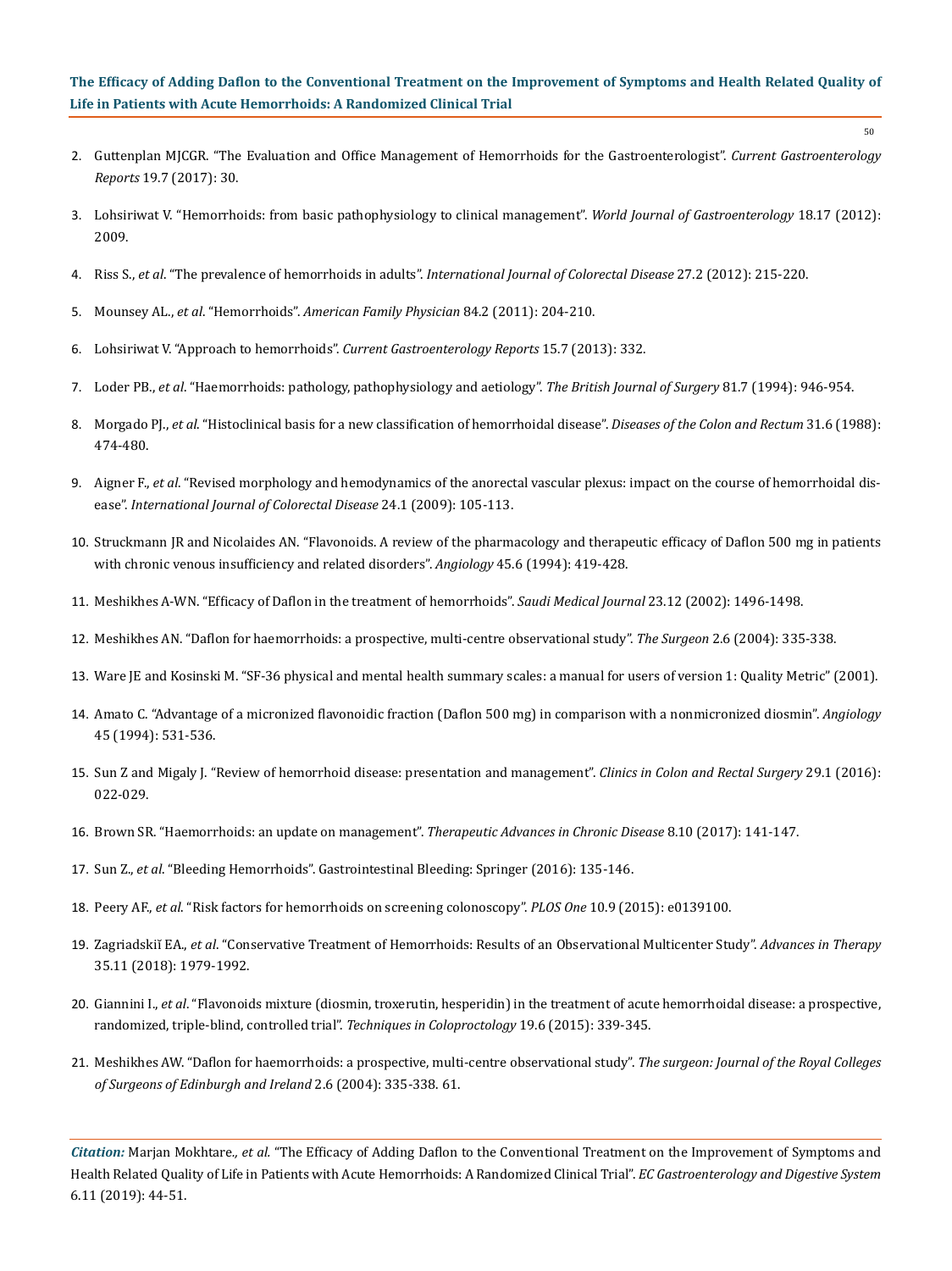2. Guttenplan MJCGR. "The Evaluation and Office Management of Hemorrhoids for the Gastroenterologist". *Current Gastroenterology Reports* 19.7 (2017): 30.

3. Lohsiriwat V. "Hemorrhoids: from basic pathophysiology to clinical management". *World Journal of Gastroenterology* 18.17 (2012): 2009.

4. Riss S., *et al*. "The prevalence of hemorrhoids in adults". *International Journal of Colorectal Disease* 27.2 (2012): 215-220.

5. Mounsey AL., *et al*. "Hemorrhoids". *American Family Physician* 84.2 (2011): 204-210.

6. Lohsiriwat V. "Approach to hemorrhoids". *Current Gastroenterology Reports* 15.7 (2013): 332.

7. Loder PB., *et al*. "Haemorrhoids: pathology, pathophysiology and aetiology". *The British Journal of Surgery* 81.7 (1994): 946-954.

8. Morgado PJ., *et al*. "Histoclinical basis for a new classification of hemorrhoidal disease". *Diseases of the Colon and Rectum* 31.6 (1988): 474-480.

9. Aigner F., *et al*. "Revised morphology and hemodynamics of the anorectal vascular plexus: impact on the course of hemorrhoidal disease". *International Journal of Colorectal Disease* 24.1 (2009): 105-113.

10. Struckmann JR and Nicolaides AN. "Flavonoids. A review of the pharmacology and therapeutic efficacy of Daflon 500 mg in patients with chronic venous insufficiency and related disorders". *Angiology* 45.6 (1994): 419-428.

11. Meshikhes A-WN. "Efficacy of Daflon in the treatment of hemorrhoids". *Saudi Medical Journal* 23.12 (2002): 1496-1498.

12. Meshikhes AN. "Daflon for haemorrhoids: a prospective, multi-centre observational study". *The Surgeon* 2.6 (2004): 335-338.

13. Ware JE and Kosinski M. "SF-36 physical and mental health summary scales: a manual for users of version 1: Quality Metric" (2001).

14. Amato C. "Advantage of a micronized flavonoidic fraction (Daflon 500 mg) in comparison with a nonmicronized diosmin". *Angiology* 45 (1994): 531-536.

15. Sun Z and Migaly J. "Review of hemorrhoid disease: presentation and management". *Clinics in Colon and Rectal Surgery* 29.1 (2016): 022-029.

16. Brown SR. "Haemorrhoids: an update on management". *Therapeutic Advances in Chronic Disease* 8.10 (2017): 141-147.

17. Sun Z., *et al*. "Bleeding Hemorrhoids". Gastrointestinal Bleeding: Springer (2016): 135-146.

18. Peery AF., *et al*. "Risk factors for hemorrhoids on screening colonoscopy". *PLOS One* 10.9 (2015): e0139100.

19. Zagriadskiĭ EA., *et al*. "Conservative Treatment of Hemorrhoids: Results of an Observational Multicenter Study". *Advances in Therapy* 35.11 (2018): 1979-1992.

20. Giannini I., *et al*. "Flavonoids mixture (diosmin, troxerutin, hesperidin) in the treatment of acute hemorrhoidal disease: a prospective, randomized, triple-blind, controlled trial". *Techniques in Coloproctology* 19.6 (2015): 339-345.

21. Meshikhes AW. "Daflon for haemorrhoids: a prospective, multi-centre observational study". *The surgeon: Journal of the Royal Colleges of Surgeons of Edinburgh and Ireland* 2.6 (2004): 335-338. 61.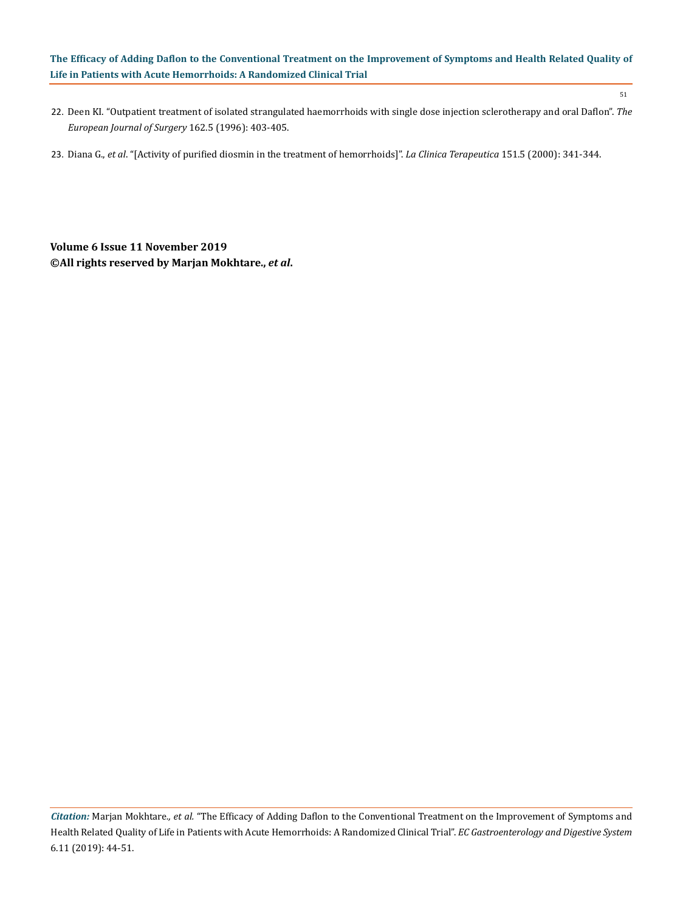22. Deen KI. "Outpatient treatment of isolated strangulated haemorrhoids with single dose injection sclerotherapy and oral Daflon". *The European Journal of Surgery* 162.5 (1996): 403-405.

23. Diana G., *et al*. "[Activity of purified diosmin in the treatment of hemorrhoids]". *La Clinica Terapeutica* 151.5 (2000): 341-344.

**Volume 6 Issue 11 November 2019**
**©All rights reserved by Marjan Mokhtare., *et al*.**